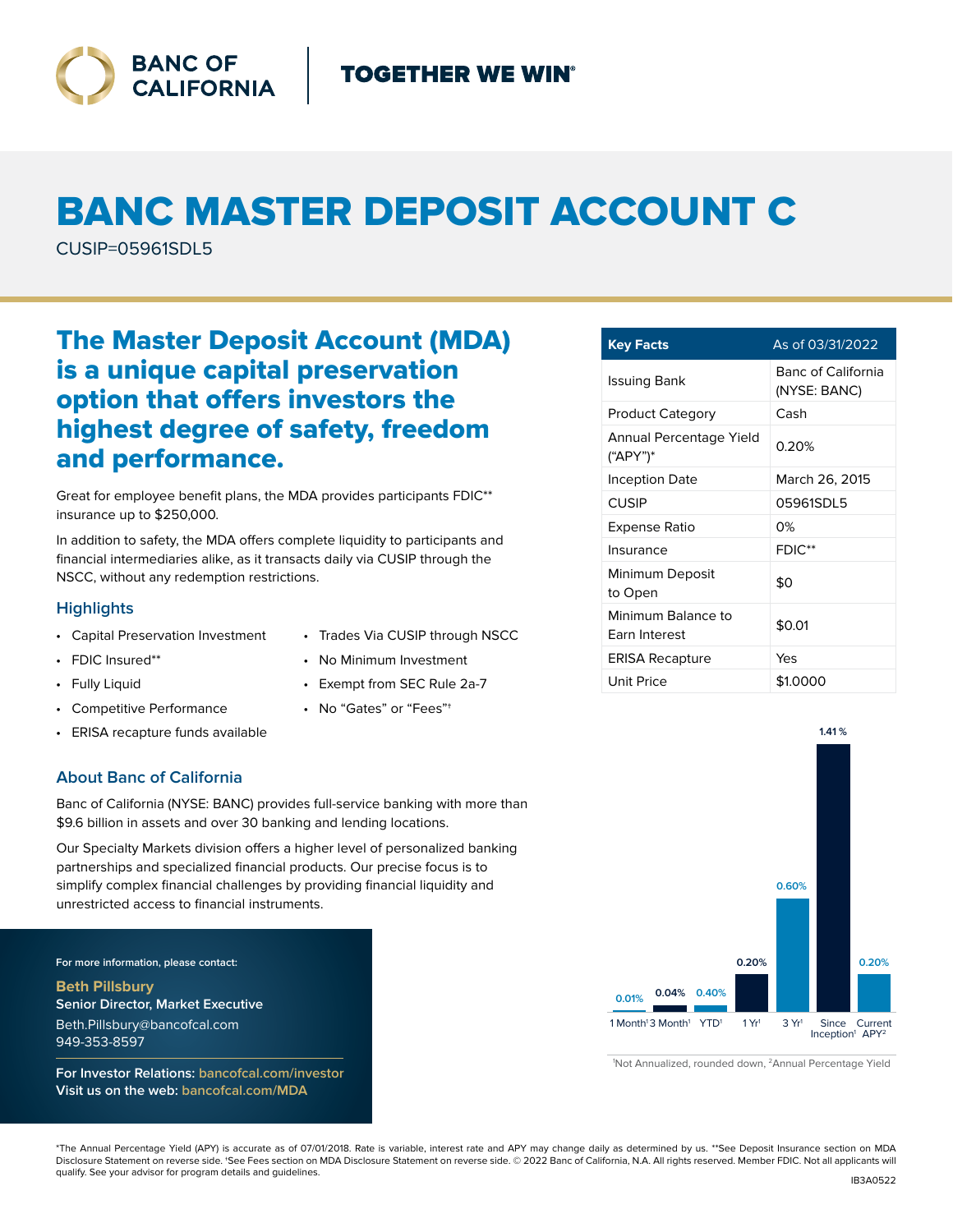BANC OF CALIFORNIA | TOGETHER WE WIN®

# BANC MASTER DEPOSIT ACCOUNT C

CUSIP=05961SDL5

## The Master Deposit Account (MDA) is a unique capital preservation option that offers investors the highest degree of safety, freedom and performance.

Great for employee benefit plans, the MDA provides participants FDIC** insurance up to $250,000.

In addition to safety, the MDA offers complete liquidity to participants and financial intermediaries alike, as it transacts daily via CUSIP through the NSCC, without any redemption restrictions.

### Highlights

- Capital Preservation Investment
- FDIC Insured**
- Fully Liquid
- Competitive Performance
- ERISA recapture funds available
- Trades Via CUSIP through NSCC
- No Minimum Investment
- Exempt from SEC Rule 2a-7
- No "Gates" or "Fees"†

| Key Facts | As of 03/31/2022 |
|---|---|
| Issuing Bank | Banc of California (NYSE: BANC) |
| Product Category | Cash |
| Annual Percentage Yield ("APY")* | 0.20% |
| Inception Date | March 26, 2015 |
| CUSIP | 05961SDL5 |
| Expense Ratio | 0% |
| Insurance | FDIC** |
| Minimum Deposit to Open | $0 |
| Minimum Balance to Earn Interest | $0.01 |
| ERISA Recapture | Yes |
| Unit Price | $1.0000 |

| 1 Month[1] | 3 Month[1] | YTD[1] | 1 Yr[1] | 3 Yr[1] | Since Inception[1] | Current APY[2] |
|---|---|---|---|---|---|---|
| 0.01% | 0.04% | 0.40% | 0.20% | 0.60% | 1.41% | 0.20% |

[1]Not Annualized, rounded down, [2]Annual Percentage Yield

### About Banc of California

Banc of California (NYSE: BANC) provides full-service banking with more than $9.6 billion in assets and over 30 banking and lending locations.

Our Specialty Markets division offers a higher level of personalized banking partnerships and specialized financial products. Our precise focus is to simplify complex financial challenges by providing financial liquidity and unrestricted access to financial instruments.

For more information, please contact:

**Beth Pillsbury**
Senior Director, Market Executive
Beth.Pillsbury@bancofcal.com
949-353-8597

For Investor Relations: bancofcal.com/investor
Visit us on the web: bancofcal.com/MDA

*The Annual Percentage Yield (APY) is accurate as of 07/01/2018. Rate is variable, interest rate and APY may change daily as determined by us. **See Deposit Insurance section on MDA Disclosure Statement on reverse side. †See Fees section on MDA Disclosure Statement on reverse side. © 2022 Banc of California, N.A. All rights reserved. Member FDIC. Not all applicants will qualify. See your advisor for program details and guidelines.

IB3A0522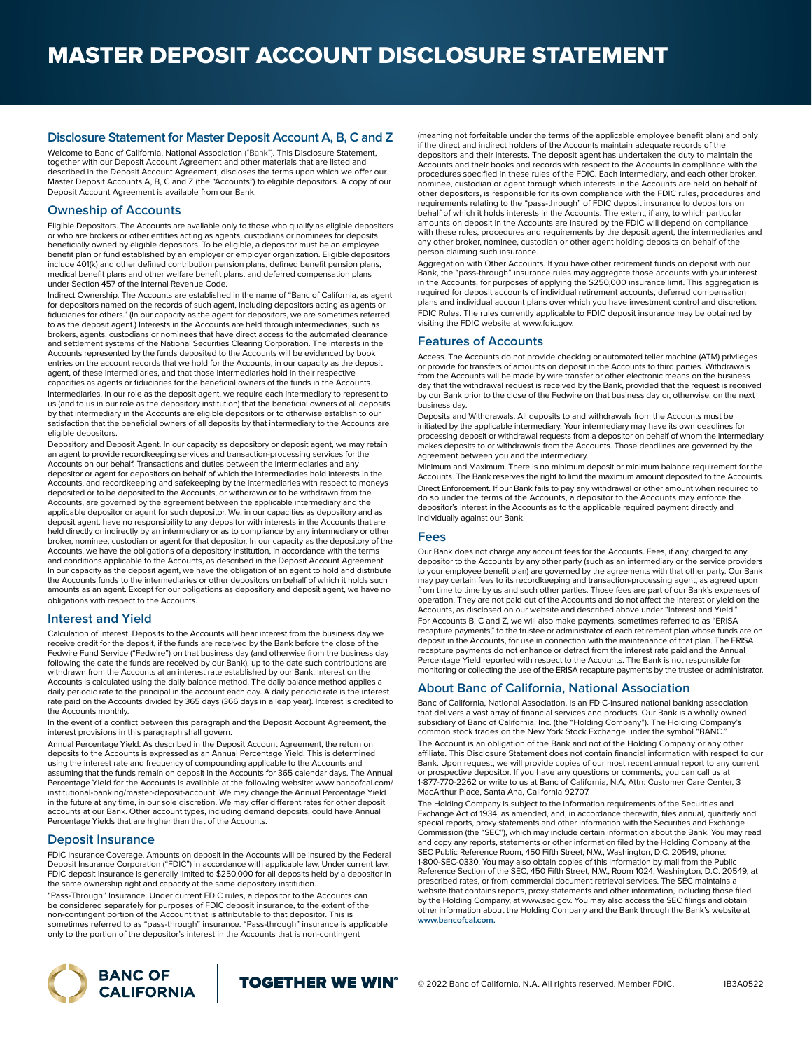# MASTER DEPOSIT ACCOUNT DISCLOSURE STATEMENT

## Disclosure Statement for Master Deposit Account A, B, C and Z

Welcome to Banc of California, National Association ("Bank"). This Disclosure Statement, together with our Deposit Account Agreement and other materials that are listed and described in the Deposit Account Agreement, discloses the terms upon which we offer our Master Deposit Accounts A, B, C and Z (the "Accounts") to eligible depositors. A copy of our Deposit Account Agreement is available from our Bank.

## Owneship of Accounts

Eligible Depositors. The Accounts are available only to those who qualify as eligible depositors or who are brokers or other entities acting as agents, custodians or nominees for deposits beneficially owned by eligible depositors. To be eligible, a depositor must be an employee benefit plan or fund established by an employer or employer organization. Eligible depositors include 401(k) and other defined contribution pension plans, defined benefit pension plans, medical benefit plans and other welfare benefit plans, and deferred compensation plans under Section 457 of the Internal Revenue Code.

Indirect Ownership. The Accounts are established in the name of "Banc of California, as agent for depositors named on the records of such agent, including depositors acting as agents or fiduciaries for others." (In our capacity as the agent for depositors, we are sometimes referred to as the deposit agent.) Interests in the Accounts are held through intermediaries, such as brokers, agents, custodians or nominees that have direct access to the automated clearance and settlement systems of the National Securities Clearing Corporation. The interests in the Accounts represented by the funds deposited to the Accounts will be evidenced by book entries on the account records that we hold for the Accounts, in our capacity as the deposit agent, of these intermediaries, and that those intermediaries hold in their respective capacities as agents or fiduciaries for the beneficial owners of the funds in the Accounts.

Intermediaries. In our role as the deposit agent, we require each intermediary to represent to us (and to us in our role as the depository institution) that the beneficial owners of all deposits by that intermediary in the Accounts are eligible depositors or to otherwise establish to our satisfaction that the beneficial owners of all deposits by that intermediary to the Accounts are eligible depositors.

Depository and Deposit Agent. In our capacity as depository or deposit agent, we may retain an agent to provide recordkeeping services and transaction-processing services for the Accounts on our behalf. Transactions and duties between the intermediaries and any depositor or agent for depositors on behalf of which the intermediaries hold interests in the Accounts, and recordkeeping and safekeeping by the intermediaries with respect to moneys deposited or to be deposited to the Accounts, or withdrawn or to be withdrawn from the Accounts, are governed by the agreement between the applicable intermediary and the applicable depositor or agent for such depositor. We, in our capacities as depository and as deposit agent, have no responsibility to any depositor with interests in the Accounts that are held directly or indirectly by an intermediary or as to compliance by any intermediary or other broker, nominee, custodian or agent for that depositor. In our capacity as the depository of the Accounts, we have the obligations of a depository institution, in accordance with the terms and conditions applicable to the Accounts, as described in the Deposit Account Agreement. In our capacity as the deposit agent, we have the obligation of an agent to hold and distribute the Accounts funds to the intermediaries or other depositors on behalf of which it holds such amounts as an agent. Except for our obligations as depository and deposit agent, we have no obligations with respect to the Accounts.

## Interest and Yield

Calculation of Interest. Deposits to the Accounts will bear interest from the business day we receive credit for the deposit, if the funds are received by the Bank before the close of the Fedwire Fund Service ("Fedwire") on that business day (and otherwise from the business day following the date the funds are received by our Bank), up to the date such contributions are withdrawn from the Accounts at an interest rate established by our Bank. Interest on the Accounts is calculated using the daily balance method. The daily balance method applies a daily periodic rate to the principal in the account each day. A daily periodic rate is the interest rate paid on the Accounts divided by 365 days (366 days in a leap year). Interest is credited to the Accounts monthly.

In the event of a conflict between this paragraph and the Deposit Account Agreement, the interest provisions in this paragraph shall govern.

Annual Percentage Yield. As described in the Deposit Account Agreement, the return on deposits to the Accounts is expressed as an Annual Percentage Yield. This is determined using the interest rate and frequency of compounding applicable to the Accounts and assuming that the funds remain on deposit in the Accounts for 365 calendar days. The Annual Percentage Yield for the Accounts is available at the following website: www.bancofcal.com/institutional-banking/master-deposit-account. We may change the Annual Percentage Yield in the future at any time, in our sole discretion. We may offer different rates for other deposit accounts at our Bank. Other account types, including demand deposits, could have Annual Percentage Yields that are higher than that of the Accounts.

## Deposit Insurance

FDIC Insurance Coverage. Amounts on deposit in the Accounts will be insured by the Federal Deposit Insurance Corporation ("FDIC") in accordance with applicable law. Under current law, FDIC deposit insurance is generally limited to $250,000 for all deposits held by a depositor in the same ownership right and capacity at the same depository institution.

"Pass-Through" Insurance. Under current FDIC rules, a depositor to the Accounts can be considered separately for purposes of FDIC deposit insurance, to the extent of the non-contingent portion of the Account that is attributable to that depositor. This is sometimes referred to as "pass-through" insurance. "Pass-through" insurance is applicable only to the portion of the depositor's interest in the Accounts that is non-contingent (meaning not forfeitable under the terms of the applicable employee benefit plan) and only if the direct and indirect holders of the Accounts maintain adequate records of the depositors and their interests. The deposit agent has undertaken the duty to maintain the Accounts and their books and records with respect to the Accounts in compliance with the procedures specified in these rules of the FDIC. Each intermediary, and each other broker, nominee, custodian or agent through which interests in the Accounts are held on behalf of other depositors, is responsible for its own compliance with the FDIC rules, procedures and requirements relating to the "pass-through" of FDIC deposit insurance to depositors on behalf of which it holds interests in the Accounts. The extent, if any, to which particular amounts on deposit in the Accounts are insured by the FDIC will depend on compliance with these rules, procedures and requirements by the deposit agent, the intermediaries and any other broker, nominee, custodian or other agent holding deposits on behalf of the person claiming such insurance.

Aggregation with Other Accounts. If you have other retirement funds on deposit with our Bank, the "pass-through" insurance rules may aggregate those accounts with your interest in the Accounts, for purposes of applying the $250,000 insurance limit. This aggregation is required for deposit accounts of individual retirement accounts, deferred compensation plans and individual account plans over which you have investment control and discretion.

FDIC Rules. The rules currently applicable to FDIC deposit insurance may be obtained by visiting the FDIC website at www.fdic.gov.

## Features of Accounts

Access. The Accounts do not provide checking or automated teller machine (ATM) privileges or provide for transfers of amounts on deposit in the Accounts to third parties. Withdrawals from the Accounts will be made by wire transfer or other electronic means on the business day that the withdrawal request is received by the Bank, provided that the request is received by our Bank prior to the close of the Fedwire on that business day or, otherwise, on the next business day.

Deposits and Withdrawals. All deposits to and withdrawals from the Accounts must be initiated by the applicable intermediary. Your intermediary may have its own deadlines for processing deposit or withdrawal requests from a depositor on behalf of whom the intermediary makes deposits to or withdrawals from the Accounts. Those deadlines are governed by the agreement between you and the intermediary.

Minimum and Maximum. There is no minimum deposit or minimum balance requirement for the Accounts. The Bank reserves the right to limit the maximum amount deposited to the Accounts.

Direct Enforcement. If our Bank fails to pay any withdrawal or other amount when required to do so under the terms of the Accounts, a depositor to the Accounts may enforce the depositor's interest in the Accounts as to the applicable required payment directly and individually against our Bank.

## Fees

Our Bank does not charge any account fees for the Accounts. Fees, if any, charged to any depositor to the Accounts by any other party (such as an intermediary or the service providers to your employee benefit plan) are governed by the agreements with that other party. Our Bank may pay certain fees to its recordkeeping and transaction-processing agent, as agreed upon from time to time by us and such other parties. Those fees are part of our Bank's expenses of operation. They are not paid out of the Accounts and do not affect the interest or yield on the Accounts, as disclosed on our website and described above under "Interest and Yield."

For Accounts B, C and Z, we will also make payments, sometimes referred to as "ERISA recapture payments," to the trustee or administrator of each retirement plan whose funds are on deposit in the Accounts, for use in connection with the maintenance of that plan. The ERISA recapture payments do not enhance or detract from the interest rate paid and the Annual Percentage Yield reported with respect to the Accounts. The Bank is not responsible for monitoring or collecting the use of the ERISA recapture payments by the trustee or administrator.

## About Banc of California, National Association

Banc of California, National Association, is an FDIC-insured national banking association that delivers a vast array of financial services and products. Our Bank is a wholly owned subsidiary of Banc of California, Inc. (the "Holding Company"). The Holding Company's common stock trades on the New York Stock Exchange under the symbol "BANC."

The Account is an obligation of the Bank and not of the Holding Company or any other affiliate. This Disclosure Statement does not contain financial information with respect to our Bank. Upon request, we will provide copies of our most recent annual report to any current or prospective depositor. If you have any questions or comments, you can call us at 1-877-770-2262 or write to us at Banc of California, N.A, Attn: Customer Care Center, 3 MacArthur Place, Santa Ana, California 92707.

The Holding Company is subject to the information requirements of the Securities and Exchange Act of 1934, as amended, and, in accordance therewith, files annual, quarterly and special reports, proxy statements and other information with the Securities and Exchange Commission (the "SEC"), which may include certain information about the Bank. You may read and copy any reports, statements or other information filed by the Holding Company at the SEC Public Reference Room, 450 Fifth Street, N.W., Washington, D.C. 20549, phone: 1-800-SEC-0330. You may also obtain copies of this information by mail from the Public Reference Section of the SEC, 450 Fifth Street, N.W., Room 1024, Washington, D.C. 20549, at prescribed rates, or from commercial document retrieval services. The SEC maintains a website that contains reports, proxy statements and other information, including those filed by the Holding Company, at www.sec.gov. You may also access the SEC filings and obtain other information about the Holding Company and the Bank through the Bank's website at **www.bancofcal.com**.

BANC OF CALIFORNIA | TOGETHER WE WIN®

© 2022 Banc of California, N.A. All rights reserved. Member FDIC. IB3A0522